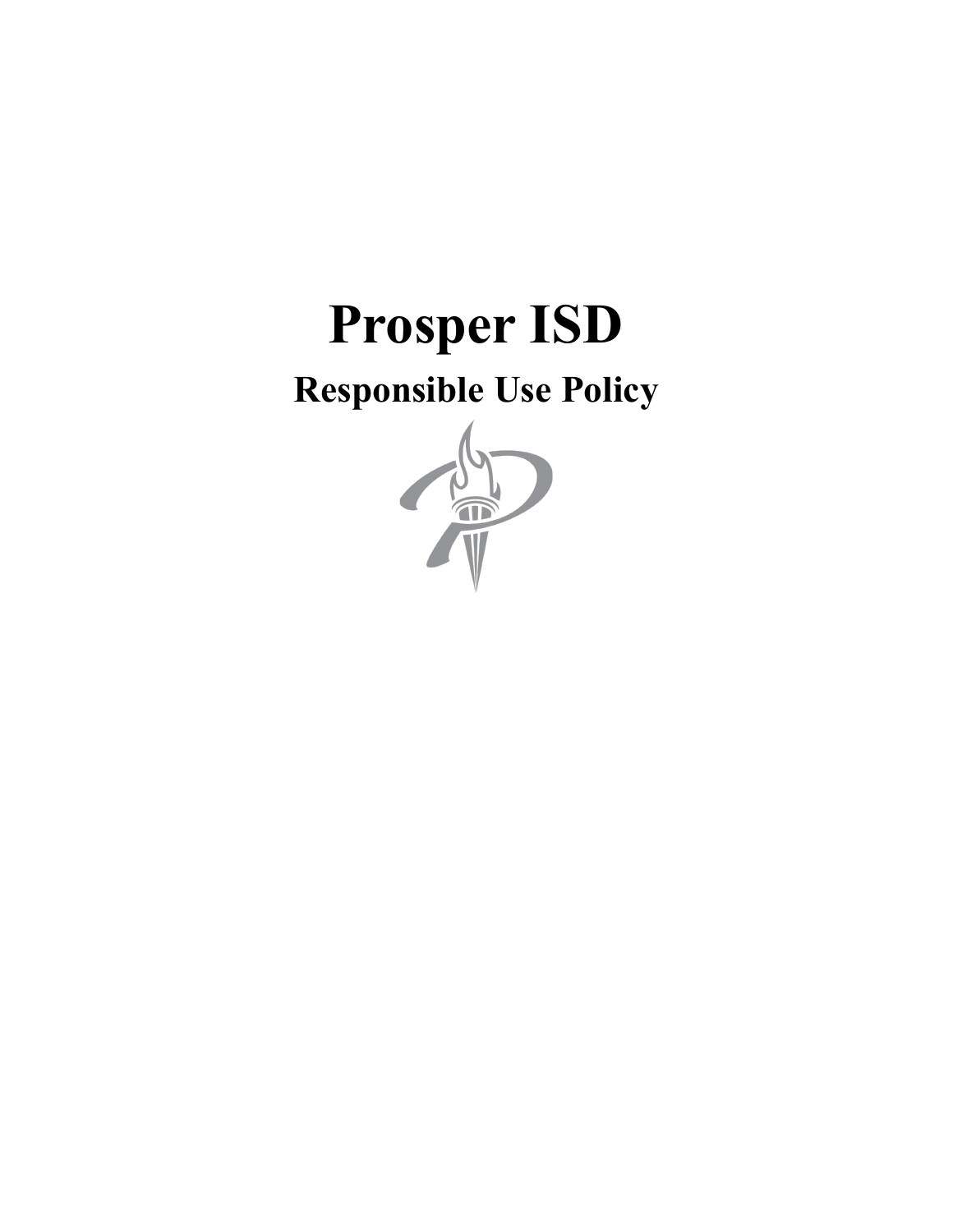# Prosper ISD

## Responsible Use Policy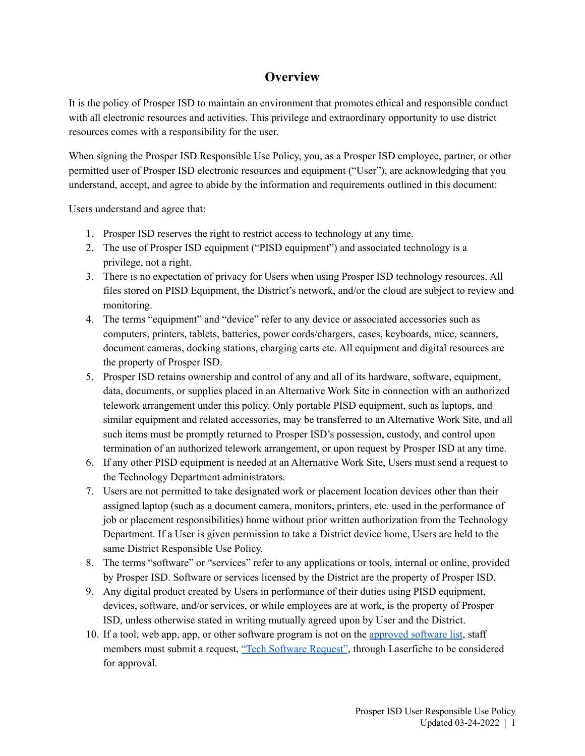# Overview

It is the policy of Prosper ISD to maintain an environment that promotes ethical and responsible conduct with all electronic resources and activities. This privilege and extraordinary opportunity to use district resources comes with a responsibility for the user.

When signing the Prosper ISD Responsible Use Policy, you, as a Prosper ISD employee, partner, or other permitted user of Prosper ISD electronic resources and equipment ("User"), are acknowledging that you understand, accept, and agree to abide by the information and requirements outlined in this document:

Users understand and agree that:

1. Prosper ISD reserves the right to restrict access to technology at any time.
2. The use of Prosper ISD equipment ("PISD equipment") and associated technology is a privilege, not a right.
3. There is no expectation of privacy for Users when using Prosper ISD technology resources. All files stored on PISD Equipment, the District's network, and/or the cloud are subject to review and monitoring.
4. The terms "equipment" and "device" refer to any device or associated accessories such as computers, printers, tablets, batteries, power cords/chargers, cases, keyboards, mice, scanners, document cameras, docking stations, charging carts etc. All equipment and digital resources are the property of Prosper ISD.
5. Prosper ISD retains ownership and control of any and all of its hardware, software, equipment, data, documents, or supplies placed in an Alternative Work Site in connection with an authorized telework arrangement under this policy. Only portable PISD equipment, such as laptops, and similar equipment and related accessories, may be transferred to an Alternative Work Site, and all such items must be promptly returned to Prosper ISD's possession, custody, and control upon termination of an authorized telework arrangement, or upon request by Prosper ISD at any time.
6. If any other PISD equipment is needed at an Alternative Work Site, Users must send a request to the Technology Department administrators.
7. Users are not permitted to take designated work or placement location devices other than their assigned laptop (such as a document camera, monitors, printers, etc. used in the performance of job or placement responsibilities) home without prior written authorization from the Technology Department. If a User is given permission to take a District device home, Users are held to the same District Responsible Use Policy.
8. The terms "software" or "services" refer to any applications or tools, internal or online, provided by Prosper ISD. Software or services licensed by the District are the property of Prosper ISD.
9. Any digital product created by Users in performance of their duties using PISD equipment, devices, software, and/or services, or while employees are at work, is the property of Prosper ISD, unless otherwise stated in writing mutually agreed upon by User and the District.
10. If a tool, web app, app, or other software program is not on the approved software list, staff members must submit a request, "Tech Software Request", through Laserfiche to be considered for approval.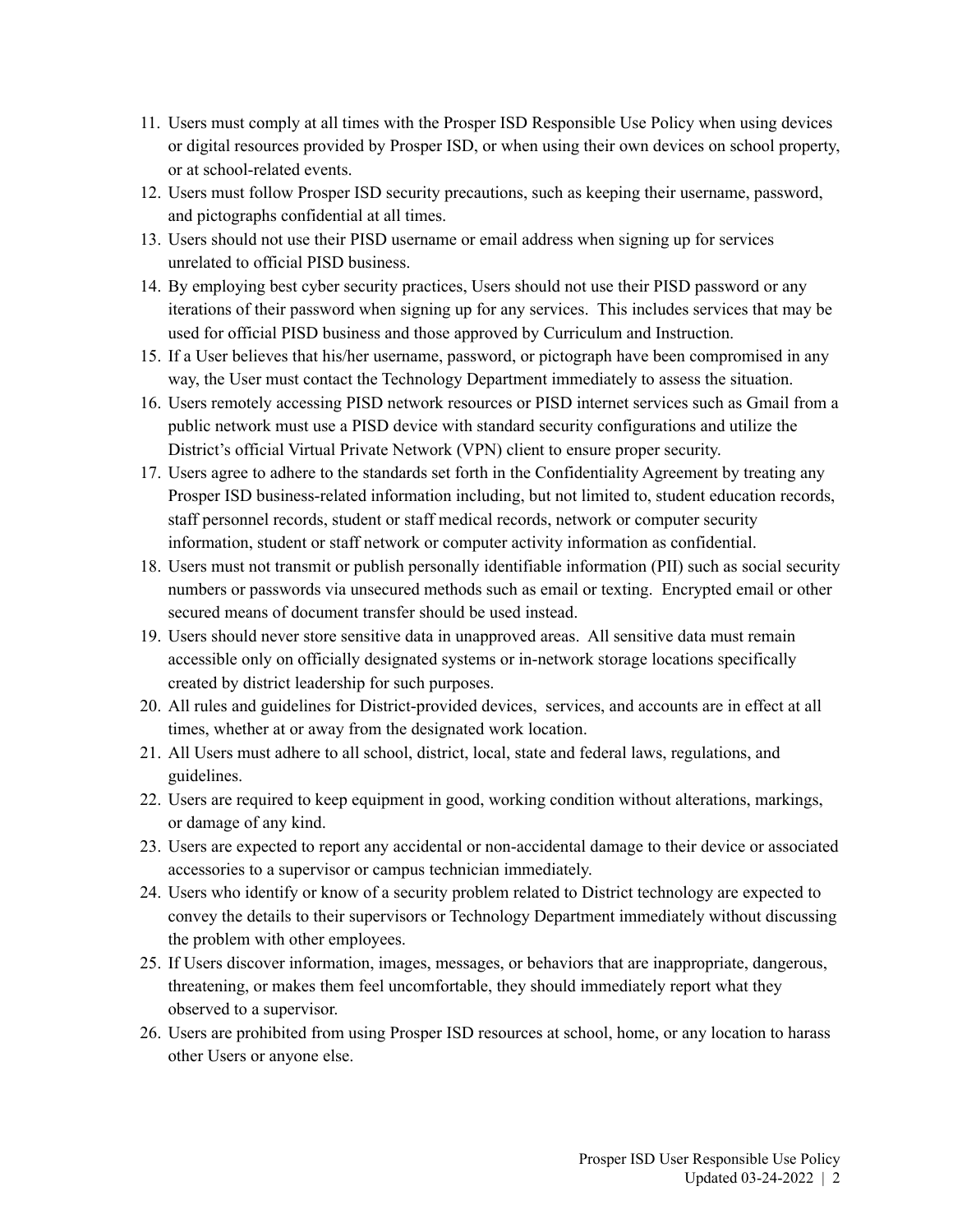11. Users must comply at all times with the Prosper ISD Responsible Use Policy when using devices or digital resources provided by Prosper ISD, or when using their own devices on school property, or at school-related events.
12. Users must follow Prosper ISD security precautions, such as keeping their username, password, and pictographs confidential at all times.
13. Users should not use their PISD username or email address when signing up for services unrelated to official PISD business.
14. By employing best cyber security practices, Users should not use their PISD password or any iterations of their password when signing up for any services. This includes services that may be used for official PISD business and those approved by Curriculum and Instruction.
15. If a User believes that his/her username, password, or pictograph have been compromised in any way, the User must contact the Technology Department immediately to assess the situation.
16. Users remotely accessing PISD network resources or PISD internet services such as Gmail from a public network must use a PISD device with standard security configurations and utilize the District's official Virtual Private Network (VPN) client to ensure proper security.
17. Users agree to adhere to the standards set forth in the Confidentiality Agreement by treating any Prosper ISD business-related information including, but not limited to, student education records, staff personnel records, student or staff medical records, network or computer security information, student or staff network or computer activity information as confidential.
18. Users must not transmit or publish personally identifiable information (PII) such as social security numbers or passwords via unsecured methods such as email or texting. Encrypted email or other secured means of document transfer should be used instead.
19. Users should never store sensitive data in unapproved areas. All sensitive data must remain accessible only on officially designated systems or in-network storage locations specifically created by district leadership for such purposes.
20. All rules and guidelines for District-provided devices, services, and accounts are in effect at all times, whether at or away from the designated work location.
21. All Users must adhere to all school, district, local, state and federal laws, regulations, and guidelines.
22. Users are required to keep equipment in good, working condition without alterations, markings, or damage of any kind.
23. Users are expected to report any accidental or non-accidental damage to their device or associated accessories to a supervisor or campus technician immediately.
24. Users who identify or know of a security problem related to District technology are expected to convey the details to their supervisors or Technology Department immediately without discussing the problem with other employees.
25. If Users discover information, images, messages, or behaviors that are inappropriate, dangerous, threatening, or makes them feel uncomfortable, they should immediately report what they observed to a supervisor.
26. Users are prohibited from using Prosper ISD resources at school, home, or any location to harass other Users or anyone else.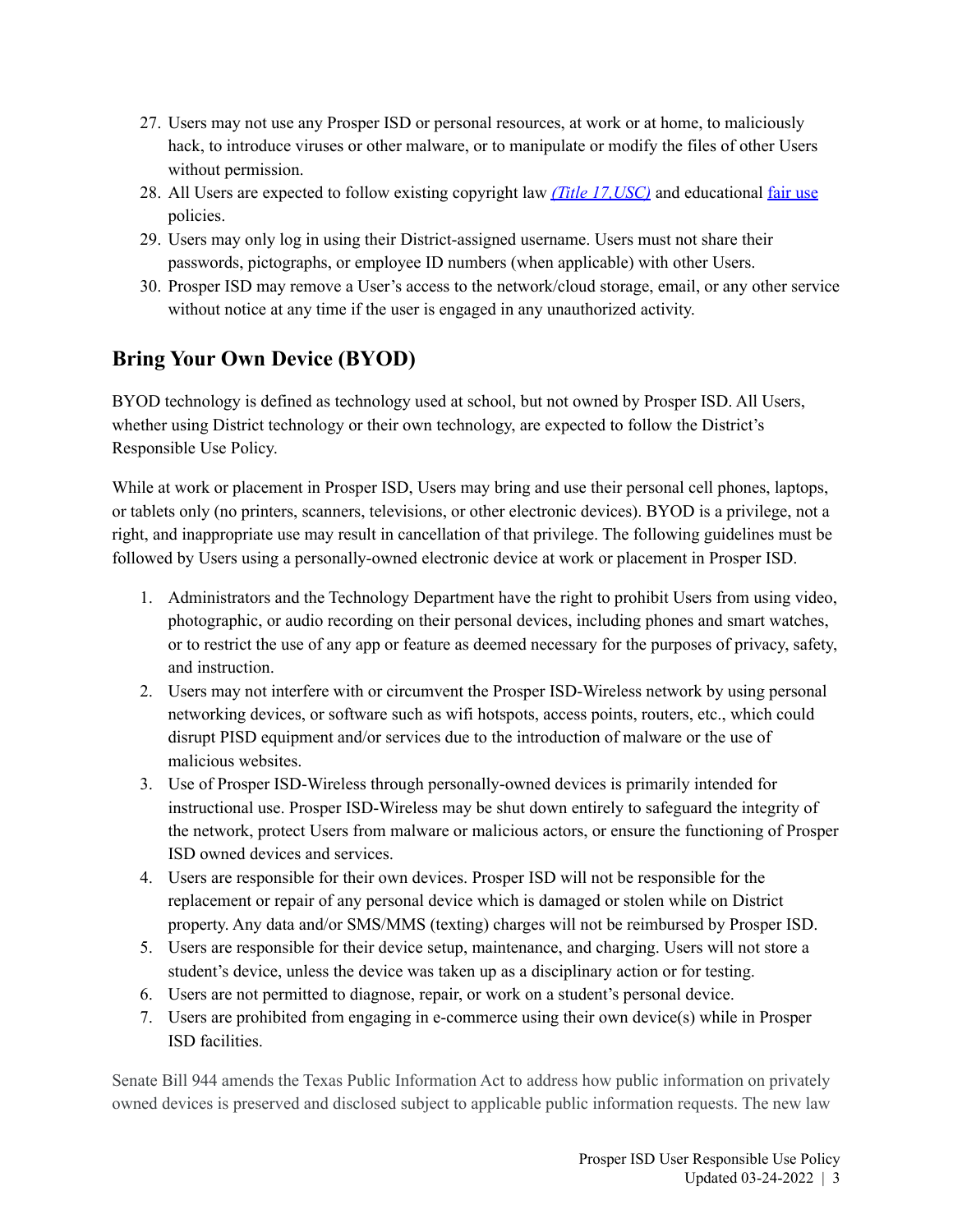27. Users may not use any Prosper ISD or personal resources, at work or at home, to maliciously hack, to introduce viruses or other malware, or to manipulate or modify the files of other Users without permission.
28. All Users are expected to follow existing copyright law *(Title 17,USC)* and educational fair use policies.
29. Users may only log in using their District-assigned username. Users must not share their passwords, pictographs, or employee ID numbers (when applicable) with other Users.
30. Prosper ISD may remove a User's access to the network/cloud storage, email, or any other service without notice at any time if the user is engaged in any unauthorized activity.

## Bring Your Own Device (BYOD)

BYOD technology is defined as technology used at school, but not owned by Prosper ISD. All Users, whether using District technology or their own technology, are expected to follow the District's Responsible Use Policy.

While at work or placement in Prosper ISD, Users may bring and use their personal cell phones, laptops, or tablets only (no printers, scanners, televisions, or other electronic devices). BYOD is a privilege, not a right, and inappropriate use may result in cancellation of that privilege. The following guidelines must be followed by Users using a personally-owned electronic device at work or placement in Prosper ISD.

1. Administrators and the Technology Department have the right to prohibit Users from using video, photographic, or audio recording on their personal devices, including phones and smart watches, or to restrict the use of any app or feature as deemed necessary for the purposes of privacy, safety, and instruction.
2. Users may not interfere with or circumvent the Prosper ISD-Wireless network by using personal networking devices, or software such as wifi hotspots, access points, routers, etc., which could disrupt PISD equipment and/or services due to the introduction of malware or the use of malicious websites.
3. Use of Prosper ISD-Wireless through personally-owned devices is primarily intended for instructional use. Prosper ISD-Wireless may be shut down entirely to safeguard the integrity of the network, protect Users from malware or malicious actors, or ensure the functioning of Prosper ISD owned devices and services.
4. Users are responsible for their own devices. Prosper ISD will not be responsible for the replacement or repair of any personal device which is damaged or stolen while on District property. Any data and/or SMS/MMS (texting) charges will not be reimbursed by Prosper ISD.
5. Users are responsible for their device setup, maintenance, and charging. Users will not store a student's device, unless the device was taken up as a disciplinary action or for testing.
6. Users are not permitted to diagnose, repair, or work on a student's personal device.
7. Users are prohibited from engaging in e-commerce using their own device(s) while in Prosper ISD facilities.

Senate Bill 944 amends the Texas Public Information Act to address how public information on privately owned devices is preserved and disclosed subject to applicable public information requests. The new law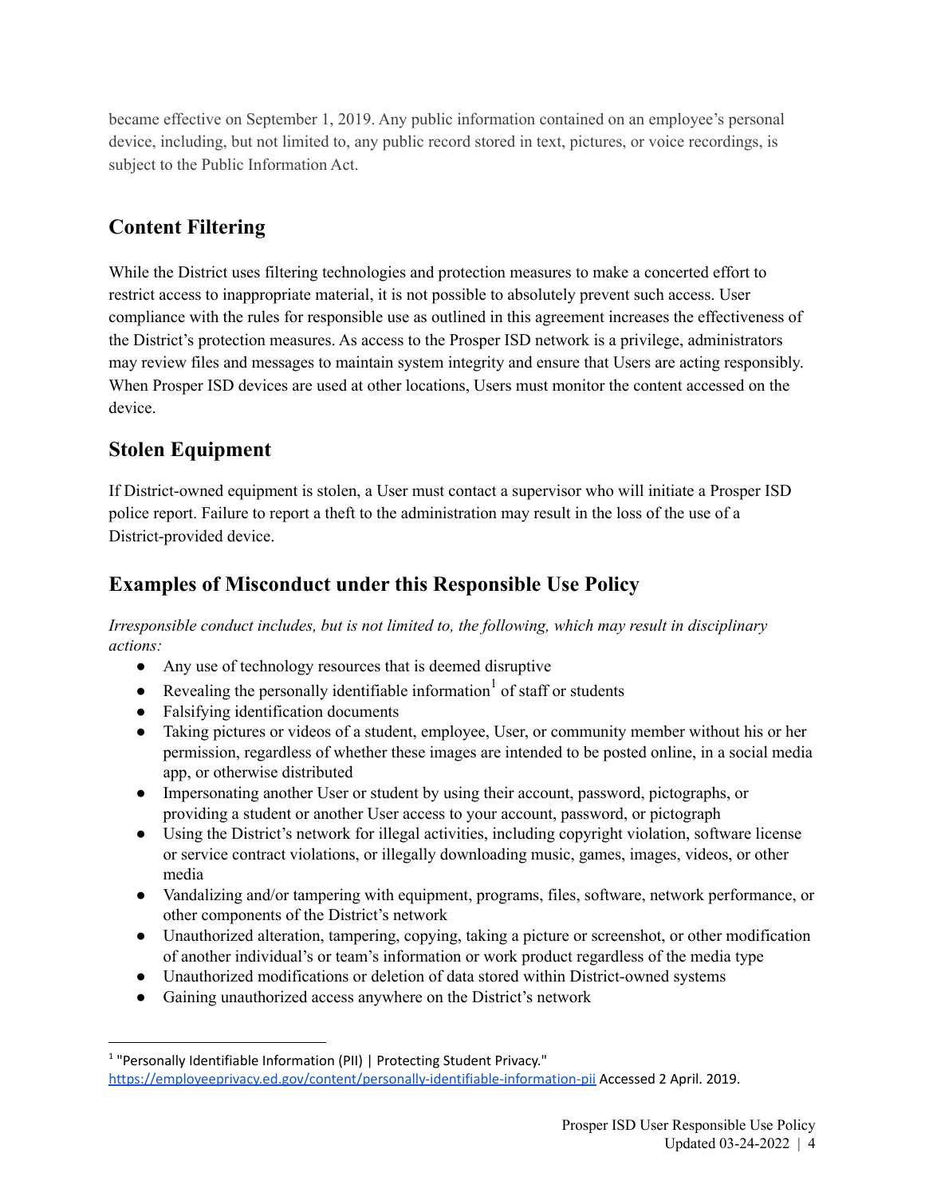became effective on September 1, 2019. Any public information contained on an employee's personal device, including, but not limited to, any public record stored in text, pictures, or voice recordings, is subject to the Public Information Act.

## Content Filtering

While the District uses filtering technologies and protection measures to make a concerted effort to restrict access to inappropriate material, it is not possible to absolutely prevent such access. User compliance with the rules for responsible use as outlined in this agreement increases the effectiveness of the District's protection measures. As access to the Prosper ISD network is a privilege, administrators may review files and messages to maintain system integrity and ensure that Users are acting responsibly. When Prosper ISD devices are used at other locations, Users must monitor the content accessed on the device.

## Stolen Equipment

If District-owned equipment is stolen, a User must contact a supervisor who will initiate a Prosper ISD police report. Failure to report a theft to the administration may result in the loss of the use of a District-provided device.

## Examples of Misconduct under this Responsible Use Policy

*Irresponsible conduct includes, but is not limited to, the following, which may result in disciplinary actions:*

- Any use of technology resources that is deemed disruptive
- Revealing the personally identifiable information[1] of staff or students
- Falsifying identification documents
- Taking pictures or videos of a student, employee, User, or community member without his or her permission, regardless of whether these images are intended to be posted online, in a social media app, or otherwise distributed
- Impersonating another User or student by using their account, password, pictographs, or providing a student or another User access to your account, password, or pictograph
- Using the District's network for illegal activities, including copyright violation, software license or service contract violations, or illegally downloading music, games, images, videos, or other media
- Vandalizing and/or tampering with equipment, programs, files, software, network performance, or other components of the District's network
- Unauthorized alteration, tampering, copying, taking a picture or screenshot, or other modification of another individual's or team's information or work product regardless of the media type
- Unauthorized modifications or deletion of data stored within District-owned systems
- Gaining unauthorized access anywhere on the District's network

[1] "Personally Identifiable Information (PII) | Protecting Student Privacy." https://employeeprivacy.ed.gov/content/personally-identifiable-information-pii Accessed 2 April. 2019.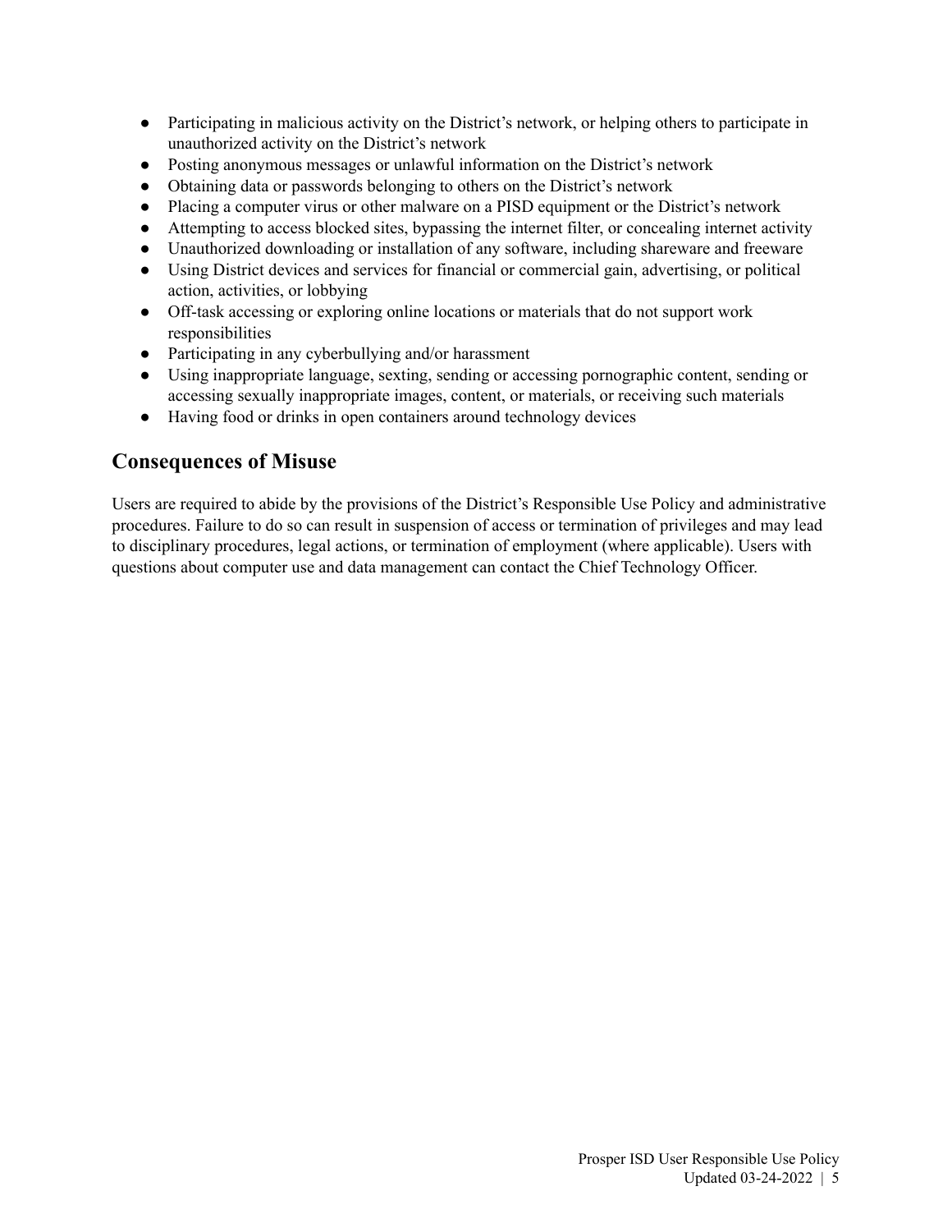- Participating in malicious activity on the District's network, or helping others to participate in unauthorized activity on the District's network
- Posting anonymous messages or unlawful information on the District's network
- Obtaining data or passwords belonging to others on the District's network
- Placing a computer virus or other malware on a PISD equipment or the District's network
- Attempting to access blocked sites, bypassing the internet filter, or concealing internet activity
- Unauthorized downloading or installation of any software, including shareware and freeware
- Using District devices and services for financial or commercial gain, advertising, or political action, activities, or lobbying
- Off-task accessing or exploring online locations or materials that do not support work responsibilities
- Participating in any cyberbullying and/or harassment
- Using inappropriate language, sexting, sending or accessing pornographic content, sending or accessing sexually inappropriate images, content, or materials, or receiving such materials
- Having food or drinks in open containers around technology devices

## Consequences of Misuse

Users are required to abide by the provisions of the District's Responsible Use Policy and administrative procedures. Failure to do so can result in suspension of access or termination of privileges and may lead to disciplinary procedures, legal actions, or termination of employment (where applicable). Users with questions about computer use and data management can contact the Chief Technology Officer.